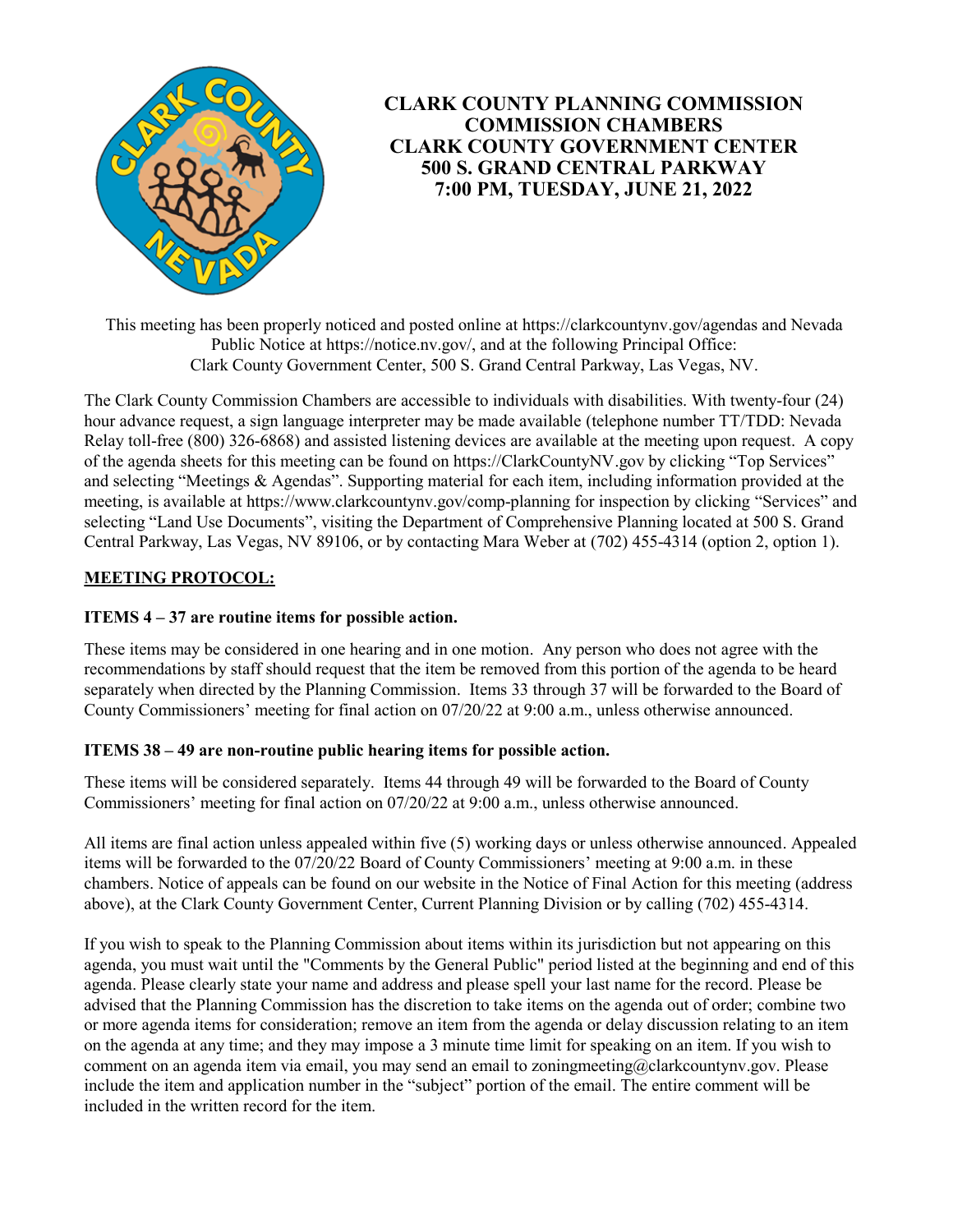# CLARK COUNTY PLANNING COMMISSION
# COMMISSION CHAMBERS
# CLARK COUNTY GOVERNMENT CENTER
# 500 S. GRAND CENTRAL PARKWAY
# 7:00 PM, TUESDAY, JUNE 21, 2022

This meeting has been properly noticed and posted online at https://clarkcountynv.gov/agendas and Nevada Public Notice at https://notice.nv.gov/, and at the following Principal Office: Clark County Government Center, 500 S. Grand Central Parkway, Las Vegas, NV.

The Clark County Commission Chambers are accessible to individuals with disabilities. With twenty-four (24) hour advance request, a sign language interpreter may be made available (telephone number TT/TDD: Nevada Relay toll-free (800) 326-6868) and assisted listening devices are available at the meeting upon request. A copy of the agenda sheets for this meeting can be found on https://ClarkCountyNV.gov by clicking "Top Services" and selecting "Meetings & Agendas". Supporting material for each item, including information provided at the meeting, is available at https://www.clarkcountynv.gov/comp-planning for inspection by clicking "Services" and selecting "Land Use Documents", visiting the Department of Comprehensive Planning located at 500 S. Grand Central Parkway, Las Vegas, NV 89106, or by contacting Mara Weber at (702) 455-4314 (option 2, option 1).

**MEETING PROTOCOL:**

**ITEMS 4 – 37 are routine items for possible action.**

These items may be considered in one hearing and in one motion. Any person who does not agree with the recommendations by staff should request that the item be removed from this portion of the agenda to be heard separately when directed by the Planning Commission. Items 33 through 37 will be forwarded to the Board of County Commissioners' meeting for final action on 07/20/22 at 9:00 a.m., unless otherwise announced.

**ITEMS 38 – 49 are non-routine public hearing items for possible action.**

These items will be considered separately. Items 44 through 49 will be forwarded to the Board of County Commissioners' meeting for final action on 07/20/22 at 9:00 a.m., unless otherwise announced.

All items are final action unless appealed within five (5) working days or unless otherwise announced. Appealed items will be forwarded to the 07/20/22 Board of County Commissioners' meeting at 9:00 a.m. in these chambers. Notice of appeals can be found on our website in the Notice of Final Action for this meeting (address above), at the Clark County Government Center, Current Planning Division or by calling (702) 455-4314.

If you wish to speak to the Planning Commission about items within its jurisdiction but not appearing on this agenda, you must wait until the "Comments by the General Public" period listed at the beginning and end of this agenda. Please clearly state your name and address and please spell your last name for the record. Please be advised that the Planning Commission has the discretion to take items on the agenda out of order; combine two or more agenda items for consideration; remove an item from the agenda or delay discussion relating to an item on the agenda at any time; and they may impose a 3 minute time limit for speaking on an item. If you wish to comment on an agenda item via email, you may send an email to zoningmeeting@clarkcountynv.gov. Please include the item and application number in the "subject" portion of the email. The entire comment will be included in the written record for the item.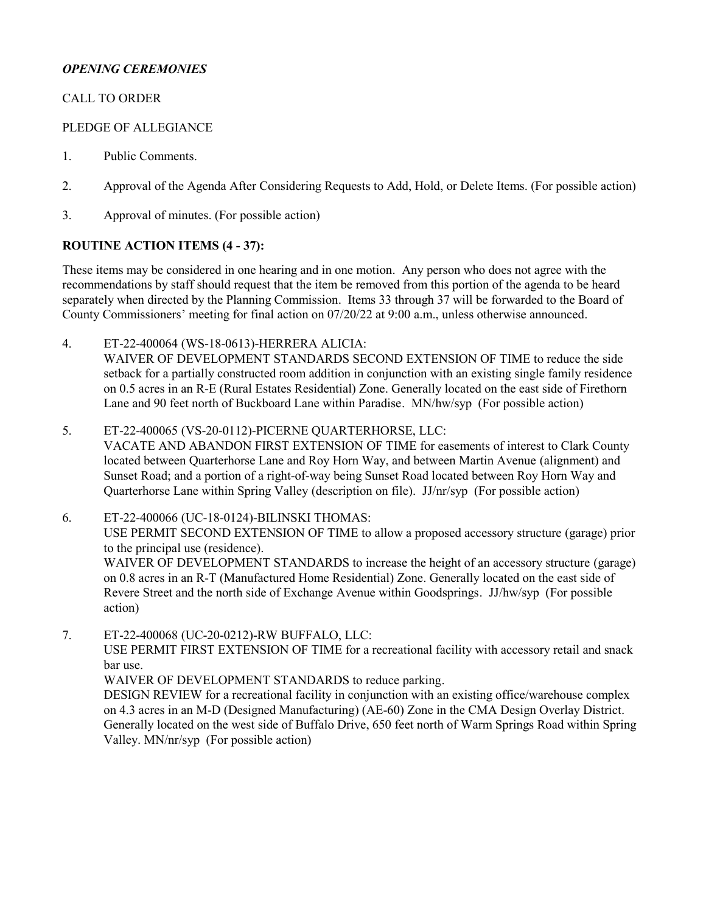***OPENING CEREMONIES***

CALL TO ORDER

PLEDGE OF ALLEGIANCE

1. Public Comments.

2. Approval of the Agenda After Considering Requests to Add, Hold, or Delete Items. (For possible action)

3. Approval of minutes. (For possible action)

**ROUTINE ACTION ITEMS (4 - 37):**

These items may be considered in one hearing and in one motion. Any person who does not agree with the recommendations by staff should request that the item be removed from this portion of the agenda to be heard separately when directed by the Planning Commission. Items 33 through 37 will be forwarded to the Board of County Commissioners' meeting for final action on 07/20/22 at 9:00 a.m., unless otherwise announced.

4. ET-22-400064 (WS-18-0613)-HERRERA ALICIA:
   WAIVER OF DEVELOPMENT STANDARDS SECOND EXTENSION OF TIME to reduce the side setback for a partially constructed room addition in conjunction with an existing single family residence on 0.5 acres in an R-E (Rural Estates Residential) Zone. Generally located on the east side of Firethorn Lane and 90 feet north of Buckboard Lane within Paradise. MN/hw/syp (For possible action)

5. ET-22-400065 (VS-20-0112)-PICERNE QUARTERHORSE, LLC:
   VACATE AND ABANDON FIRST EXTENSION OF TIME for easements of interest to Clark County located between Quarterhorse Lane and Roy Horn Way, and between Martin Avenue (alignment) and Sunset Road; and a portion of a right-of-way being Sunset Road located between Roy Horn Way and Quarterhorse Lane within Spring Valley (description on file). JJ/nr/syp (For possible action)

6. ET-22-400066 (UC-18-0124)-BILINSKI THOMAS:
   USE PERMIT SECOND EXTENSION OF TIME to allow a proposed accessory structure (garage) prior to the principal use (residence).
   WAIVER OF DEVELOPMENT STANDARDS to increase the height of an accessory structure (garage) on 0.8 acres in an R-T (Manufactured Home Residential) Zone. Generally located on the east side of Revere Street and the north side of Exchange Avenue within Goodsprings. JJ/hw/syp (For possible action)

7. ET-22-400068 (UC-20-0212)-RW BUFFALO, LLC:
   USE PERMIT FIRST EXTENSION OF TIME for a recreational facility with accessory retail and snack bar use.
   WAIVER OF DEVELOPMENT STANDARDS to reduce parking.
   DESIGN REVIEW for a recreational facility in conjunction with an existing office/warehouse complex on 4.3 acres in an M-D (Designed Manufacturing) (AE-60) Zone in the CMA Design Overlay District. Generally located on the west side of Buffalo Drive, 650 feet north of Warm Springs Road within Spring Valley. MN/nr/syp (For possible action)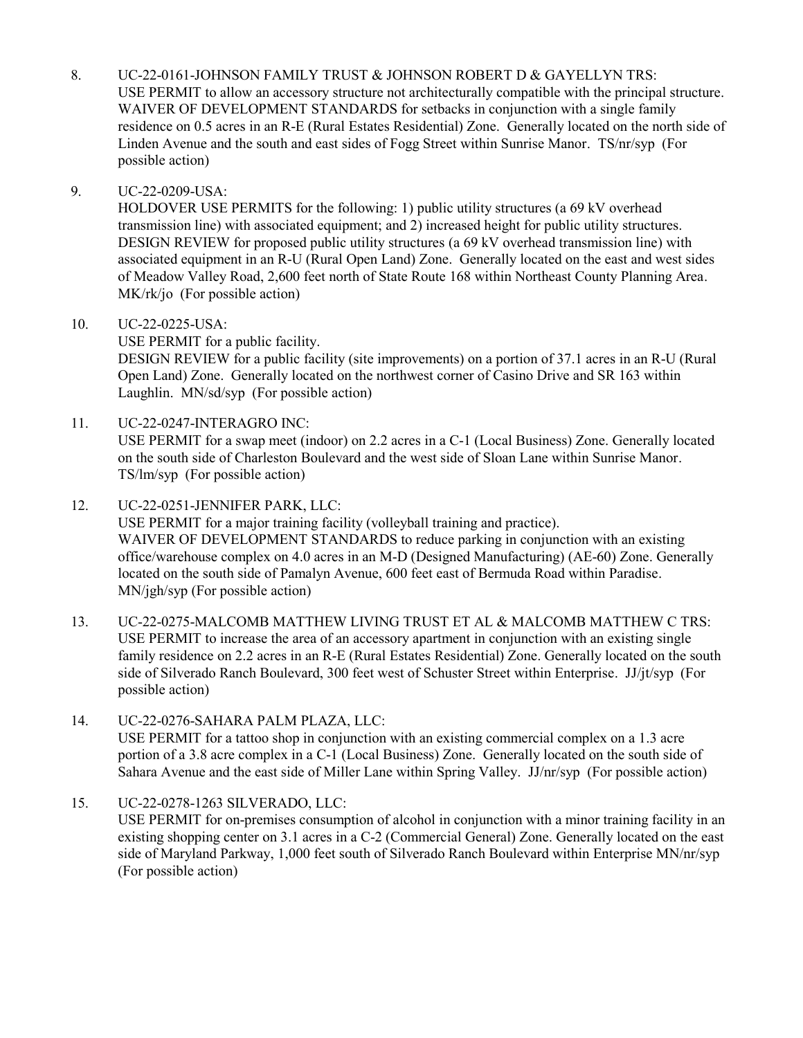8. UC-22-0161-JOHNSON FAMILY TRUST & JOHNSON ROBERT D & GAYELLYN TRS:
   USE PERMIT to allow an accessory structure not architecturally compatible with the principal structure.
   WAIVER OF DEVELOPMENT STANDARDS for setbacks in conjunction with a single family residence on 0.5 acres in an R-E (Rural Estates Residential) Zone. Generally located on the north side of Linden Avenue and the south and east sides of Fogg Street within Sunrise Manor. TS/nr/syp (For possible action)

9. UC-22-0209-USA:
   HOLDOVER USE PERMITS for the following: 1) public utility structures (a 69 kV overhead transmission line) with associated equipment; and 2) increased height for public utility structures.
   DESIGN REVIEW for proposed public utility structures (a 69 kV overhead transmission line) with associated equipment in an R-U (Rural Open Land) Zone. Generally located on the east and west sides of Meadow Valley Road, 2,600 feet north of State Route 168 within Northeast County Planning Area. MK/rk/jo (For possible action)

10. UC-22-0225-USA:
    USE PERMIT for a public facility.
    DESIGN REVIEW for a public facility (site improvements) on a portion of 37.1 acres in an R-U (Rural Open Land) Zone. Generally located on the northwest corner of Casino Drive and SR 163 within Laughlin. MN/sd/syp (For possible action)

11. UC-22-0247-INTERAGRO INC:
    USE PERMIT for a swap meet (indoor) on 2.2 acres in a C-1 (Local Business) Zone. Generally located on the south side of Charleston Boulevard and the west side of Sloan Lane within Sunrise Manor. TS/lm/syp (For possible action)

12. UC-22-0251-JENNIFER PARK, LLC:
    USE PERMIT for a major training facility (volleyball training and practice).
    WAIVER OF DEVELOPMENT STANDARDS to reduce parking in conjunction with an existing office/warehouse complex on 4.0 acres in an M-D (Designed Manufacturing) (AE-60) Zone. Generally located on the south side of Pamalyn Avenue, 600 feet east of Bermuda Road within Paradise. MN/jgh/syp (For possible action)

13. UC-22-0275-MALCOMB MATTHEW LIVING TRUST ET AL & MALCOMB MATTHEW C TRS:
    USE PERMIT to increase the area of an accessory apartment in conjunction with an existing single family residence on 2.2 acres in an R-E (Rural Estates Residential) Zone. Generally located on the south side of Silverado Ranch Boulevard, 300 feet west of Schuster Street within Enterprise. JJ/jt/syp (For possible action)

14. UC-22-0276-SAHARA PALM PLAZA, LLC:
    USE PERMIT for a tattoo shop in conjunction with an existing commercial complex on a 1.3 acre portion of a 3.8 acre complex in a C-1 (Local Business) Zone. Generally located on the south side of Sahara Avenue and the east side of Miller Lane within Spring Valley. JJ/nr/syp (For possible action)

15. UC-22-0278-1263 SILVERADO, LLC:
    USE PERMIT for on-premises consumption of alcohol in conjunction with a minor training facility in an existing shopping center on 3.1 acres in a C-2 (Commercial General) Zone. Generally located on the east side of Maryland Parkway, 1,000 feet south of Silverado Ranch Boulevard within Enterprise MN/nr/syp (For possible action)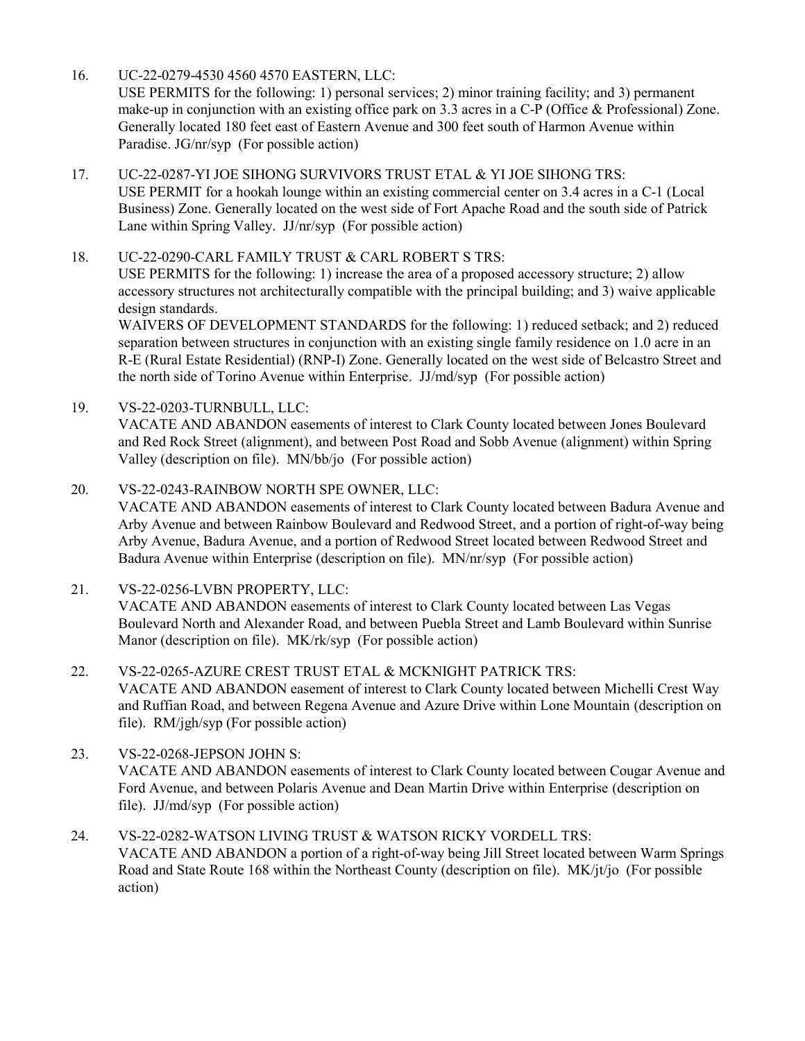16. UC-22-0279-4530 4560 4570 EASTERN, LLC:
    USE PERMITS for the following: 1) personal services; 2) minor training facility; and 3) permanent make-up in conjunction with an existing office park on 3.3 acres in a C-P (Office & Professional) Zone. Generally located 180 feet east of Eastern Avenue and 300 feet south of Harmon Avenue within Paradise. JG/nr/syp (For possible action)

17. UC-22-0287-YI JOE SIHONG SURVIVORS TRUST ETAL & YI JOE SIHONG TRS:
    USE PERMIT for a hookah lounge within an existing commercial center on 3.4 acres in a C-1 (Local Business) Zone. Generally located on the west side of Fort Apache Road and the south side of Patrick Lane within Spring Valley. JJ/nr/syp (For possible action)

18. UC-22-0290-CARL FAMILY TRUST & CARL ROBERT S TRS:
    USE PERMITS for the following: 1) increase the area of a proposed accessory structure; 2) allow accessory structures not architecturally compatible with the principal building; and 3) waive applicable design standards.
    WAIVERS OF DEVELOPMENT STANDARDS for the following: 1) reduced setback; and 2) reduced separation between structures in conjunction with an existing single family residence on 1.0 acre in an R-E (Rural Estate Residential) (RNP-I) Zone. Generally located on the west side of Belcastro Street and the north side of Torino Avenue within Enterprise. JJ/md/syp (For possible action)

19. VS-22-0203-TURNBULL, LLC:
    VACATE AND ABANDON easements of interest to Clark County located between Jones Boulevard and Red Rock Street (alignment), and between Post Road and Sobb Avenue (alignment) within Spring Valley (description on file). MN/bb/jo (For possible action)

20. VS-22-0243-RAINBOW NORTH SPE OWNER, LLC:
    VACATE AND ABANDON easements of interest to Clark County located between Badura Avenue and Arby Avenue and between Rainbow Boulevard and Redwood Street, and a portion of right-of-way being Arby Avenue, Badura Avenue, and a portion of Redwood Street located between Redwood Street and Badura Avenue within Enterprise (description on file). MN/nr/syp (For possible action)

21. VS-22-0256-LVBN PROPERTY, LLC:
    VACATE AND ABANDON easements of interest to Clark County located between Las Vegas Boulevard North and Alexander Road, and between Puebla Street and Lamb Boulevard within Sunrise Manor (description on file). MK/rk/syp (For possible action)

22. VS-22-0265-AZURE CREST TRUST ETAL & MCKNIGHT PATRICK TRS:
    VACATE AND ABANDON easement of interest to Clark County located between Michelli Crest Way and Ruffian Road, and between Regena Avenue and Azure Drive within Lone Mountain (description on file). RM/jgh/syp (For possible action)

23. VS-22-0268-JEPSON JOHN S:
    VACATE AND ABANDON easements of interest to Clark County located between Cougar Avenue and Ford Avenue, and between Polaris Avenue and Dean Martin Drive within Enterprise (description on file). JJ/md/syp (For possible action)

24. VS-22-0282-WATSON LIVING TRUST & WATSON RICKY VORDELL TRS:
    VACATE AND ABANDON a portion of a right-of-way being Jill Street located between Warm Springs Road and State Route 168 within the Northeast County (description on file). MK/jt/jo (For possible action)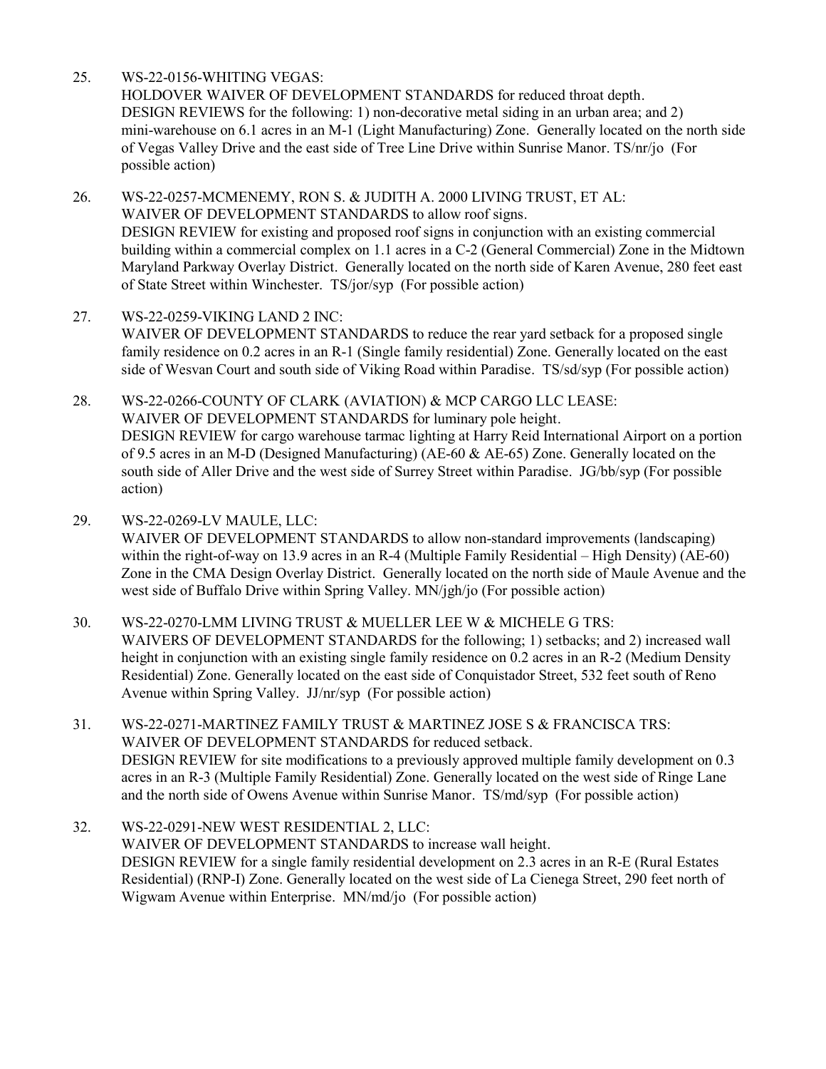25. WS-22-0156-WHITING VEGAS:
HOLDOVER WAIVER OF DEVELOPMENT STANDARDS for reduced throat depth.
DESIGN REVIEWS for the following: 1) non-decorative metal siding in an urban area; and 2) mini-warehouse on 6.1 acres in an M-1 (Light Manufacturing) Zone. Generally located on the north side of Vegas Valley Drive and the east side of Tree Line Drive within Sunrise Manor. TS/nr/jo (For possible action)

26. WS-22-0257-MCMENEMY, RON S. & JUDITH A. 2000 LIVING TRUST, ET AL:
WAIVER OF DEVELOPMENT STANDARDS to allow roof signs.
DESIGN REVIEW for existing and proposed roof signs in conjunction with an existing commercial building within a commercial complex on 1.1 acres in a C-2 (General Commercial) Zone in the Midtown Maryland Parkway Overlay District. Generally located on the north side of Karen Avenue, 280 feet east of State Street within Winchester. TS/jor/syp (For possible action)

27. WS-22-0259-VIKING LAND 2 INC:
WAIVER OF DEVELOPMENT STANDARDS to reduce the rear yard setback for a proposed single family residence on 0.2 acres in an R-1 (Single family residential) Zone. Generally located on the east side of Wesvan Court and south side of Viking Road within Paradise. TS/sd/syp (For possible action)

28. WS-22-0266-COUNTY OF CLARK (AVIATION) & MCP CARGO LLC LEASE:
WAIVER OF DEVELOPMENT STANDARDS for luminary pole height.
DESIGN REVIEW for cargo warehouse tarmac lighting at Harry Reid International Airport on a portion of 9.5 acres in an M-D (Designed Manufacturing) (AE-60 & AE-65) Zone. Generally located on the south side of Aller Drive and the west side of Surrey Street within Paradise. JG/bb/syp (For possible action)

29. WS-22-0269-LV MAULE, LLC:
WAIVER OF DEVELOPMENT STANDARDS to allow non-standard improvements (landscaping) within the right-of-way on 13.9 acres in an R-4 (Multiple Family Residential – High Density) (AE-60) Zone in the CMA Design Overlay District. Generally located on the north side of Maule Avenue and the west side of Buffalo Drive within Spring Valley. MN/jgh/jo (For possible action)

30. WS-22-0270-LMM LIVING TRUST & MUELLER LEE W & MICHELE G TRS:
WAIVERS OF DEVELOPMENT STANDARDS for the following; 1) setbacks; and 2) increased wall height in conjunction with an existing single family residence on 0.2 acres in an R-2 (Medium Density Residential) Zone. Generally located on the east side of Conquistador Street, 532 feet south of Reno Avenue within Spring Valley. JJ/nr/syp (For possible action)

31. WS-22-0271-MARTINEZ FAMILY TRUST & MARTINEZ JOSE S & FRANCISCA TRS:
WAIVER OF DEVELOPMENT STANDARDS for reduced setback.
DESIGN REVIEW for site modifications to a previously approved multiple family development on 0.3 acres in an R-3 (Multiple Family Residential) Zone. Generally located on the west side of Ringe Lane and the north side of Owens Avenue within Sunrise Manor. TS/md/syp (For possible action)

32. WS-22-0291-NEW WEST RESIDENTIAL 2, LLC:
WAIVER OF DEVELOPMENT STANDARDS to increase wall height.
DESIGN REVIEW for a single family residential development on 2.3 acres in an R-E (Rural Estates Residential) (RNP-I) Zone. Generally located on the west side of La Cienega Street, 290 feet north of Wigwam Avenue within Enterprise. MN/md/jo (For possible action)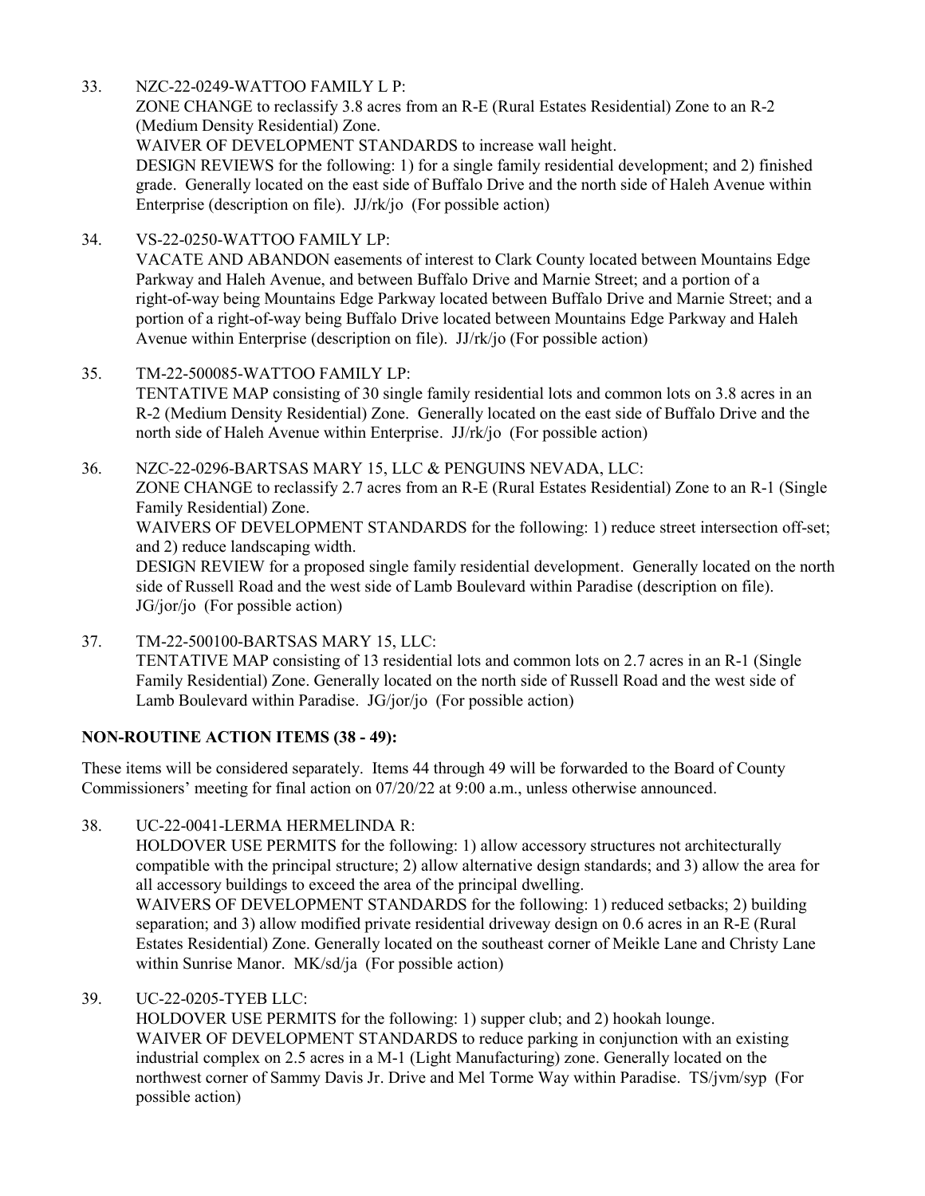33. NZC-22-0249-WATTOO FAMILY L P:
    ZONE CHANGE to reclassify 3.8 acres from an R-E (Rural Estates Residential) Zone to an R-2 (Medium Density Residential) Zone.
    WAIVER OF DEVELOPMENT STANDARDS to increase wall height.
    DESIGN REVIEWS for the following: 1) for a single family residential development; and 2) finished grade. Generally located on the east side of Buffalo Drive and the north side of Haleh Avenue within Enterprise (description on file). JJ/rk/jo (For possible action)

34. VS-22-0250-WATTOO FAMILY LP:
    VACATE AND ABANDON easements of interest to Clark County located between Mountains Edge Parkway and Haleh Avenue, and between Buffalo Drive and Marnie Street; and a portion of a right-of-way being Mountains Edge Parkway located between Buffalo Drive and Marnie Street; and a portion of a right-of-way being Buffalo Drive located between Mountains Edge Parkway and Haleh Avenue within Enterprise (description on file). JJ/rk/jo (For possible action)

35. TM-22-500085-WATTOO FAMILY LP:
    TENTATIVE MAP consisting of 30 single family residential lots and common lots on 3.8 acres in an R-2 (Medium Density Residential) Zone. Generally located on the east side of Buffalo Drive and the north side of Haleh Avenue within Enterprise. JJ/rk/jo (For possible action)

36. NZC-22-0296-BARTSAS MARY 15, LLC & PENGUINS NEVADA, LLC:
    ZONE CHANGE to reclassify 2.7 acres from an R-E (Rural Estates Residential) Zone to an R-1 (Single Family Residential) Zone.
    WAIVERS OF DEVELOPMENT STANDARDS for the following: 1) reduce street intersection off-set; and 2) reduce landscaping width.
    DESIGN REVIEW for a proposed single family residential development. Generally located on the north side of Russell Road and the west side of Lamb Boulevard within Paradise (description on file). JG/jor/jo (For possible action)

37. TM-22-500100-BARTSAS MARY 15, LLC:
    TENTATIVE MAP consisting of 13 residential lots and common lots on 2.7 acres in an R-1 (Single Family Residential) Zone. Generally located on the north side of Russell Road and the west side of Lamb Boulevard within Paradise. JG/jor/jo (For possible action)

**NON-ROUTINE ACTION ITEMS (38 - 49):**

These items will be considered separately. Items 44 through 49 will be forwarded to the Board of County Commissioners' meeting for final action on 07/20/22 at 9:00 a.m., unless otherwise announced.

38. UC-22-0041-LERMA HERMELINDA R:
    HOLDOVER USE PERMITS for the following: 1) allow accessory structures not architecturally compatible with the principal structure; 2) allow alternative design standards; and 3) allow the area for all accessory buildings to exceed the area of the principal dwelling.
    WAIVERS OF DEVELOPMENT STANDARDS for the following: 1) reduced setbacks; 2) building separation; and 3) allow modified private residential driveway design on 0.6 acres in an R-E (Rural Estates Residential) Zone. Generally located on the southeast corner of Meikle Lane and Christy Lane within Sunrise Manor. MK/sd/ja (For possible action)

39. UC-22-0205-TYEB LLC:
    HOLDOVER USE PERMITS for the following: 1) supper club; and 2) hookah lounge.
    WAIVER OF DEVELOPMENT STANDARDS to reduce parking in conjunction with an existing industrial complex on 2.5 acres in a M-1 (Light Manufacturing) zone. Generally located on the northwest corner of Sammy Davis Jr. Drive and Mel Torme Way within Paradise. TS/jvm/syp (For possible action)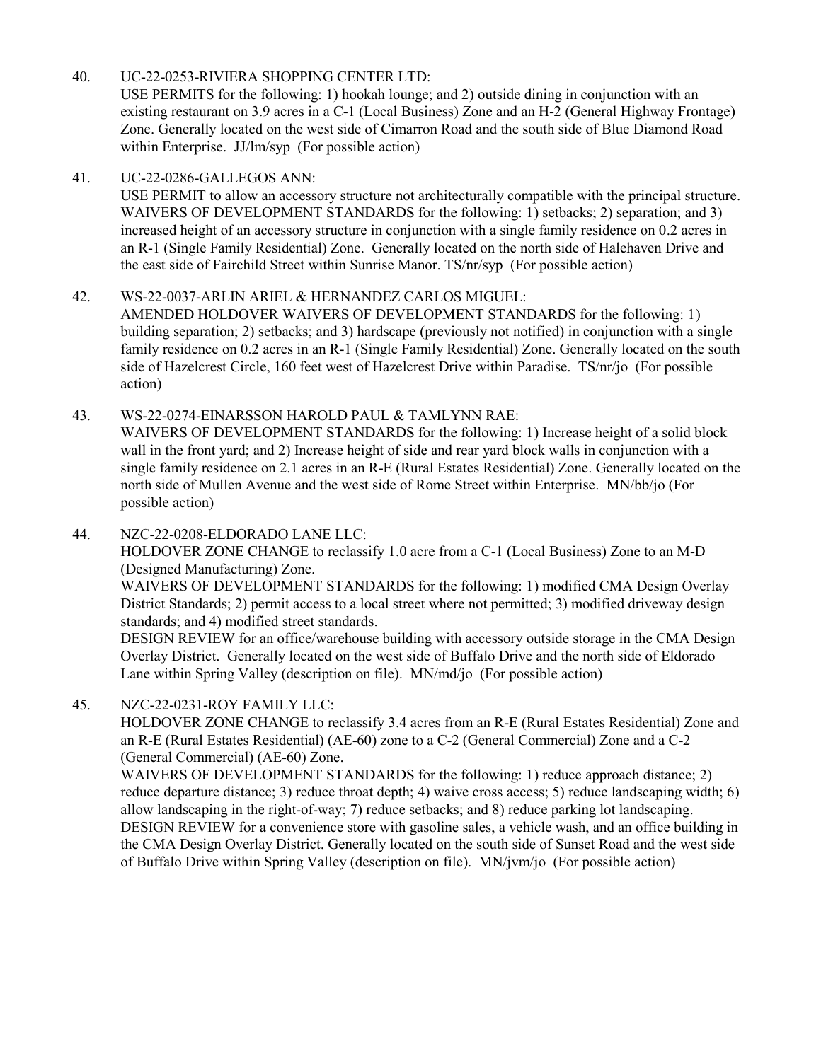40. UC-22-0253-RIVIERA SHOPPING CENTER LTD:
    USE PERMITS for the following: 1) hookah lounge; and 2) outside dining in conjunction with an existing restaurant on 3.9 acres in a C-1 (Local Business) Zone and an H-2 (General Highway Frontage) Zone. Generally located on the west side of Cimarron Road and the south side of Blue Diamond Road within Enterprise. JJ/lm/syp (For possible action)

41. UC-22-0286-GALLEGOS ANN:
    USE PERMIT to allow an accessory structure not architecturally compatible with the principal structure.
    WAIVERS OF DEVELOPMENT STANDARDS for the following: 1) setbacks; 2) separation; and 3) increased height of an accessory structure in conjunction with a single family residence on 0.2 acres in an R-1 (Single Family Residential) Zone. Generally located on the north side of Halehaven Drive and the east side of Fairchild Street within Sunrise Manor. TS/nr/syp (For possible action)

42. WS-22-0037-ARLIN ARIEL & HERNANDEZ CARLOS MIGUEL:
    AMENDED HOLDOVER WAIVERS OF DEVELOPMENT STANDARDS for the following: 1) building separation; 2) setbacks; and 3) hardscape (previously not notified) in conjunction with a single family residence on 0.2 acres in an R-1 (Single Family Residential) Zone. Generally located on the south side of Hazelcrest Circle, 160 feet west of Hazelcrest Drive within Paradise. TS/nr/jo (For possible action)

43. WS-22-0274-EINARSSON HAROLD PAUL & TAMLYNN RAE:
    WAIVERS OF DEVELOPMENT STANDARDS for the following: 1) Increase height of a solid block wall in the front yard; and 2) Increase height of side and rear yard block walls in conjunction with a single family residence on 2.1 acres in an R-E (Rural Estates Residential) Zone. Generally located on the north side of Mullen Avenue and the west side of Rome Street within Enterprise. MN/bb/jo (For possible action)

44. NZC-22-0208-ELDORADO LANE LLC:
    HOLDOVER ZONE CHANGE to reclassify 1.0 acre from a C-1 (Local Business) Zone to an M-D (Designed Manufacturing) Zone.
    WAIVERS OF DEVELOPMENT STANDARDS for the following: 1) modified CMA Design Overlay District Standards; 2) permit access to a local street where not permitted; 3) modified driveway design standards; and 4) modified street standards.
    DESIGN REVIEW for an office/warehouse building with accessory outside storage in the CMA Design Overlay District. Generally located on the west side of Buffalo Drive and the north side of Eldorado Lane within Spring Valley (description on file). MN/md/jo (For possible action)

45. NZC-22-0231-ROY FAMILY LLC:
    HOLDOVER ZONE CHANGE to reclassify 3.4 acres from an R-E (Rural Estates Residential) Zone and an R-E (Rural Estates Residential) (AE-60) zone to a C-2 (General Commercial) Zone and a C-2 (General Commercial) (AE-60) Zone.
    WAIVERS OF DEVELOPMENT STANDARDS for the following: 1) reduce approach distance; 2) reduce departure distance; 3) reduce throat depth; 4) waive cross access; 5) reduce landscaping width; 6) allow landscaping in the right-of-way; 7) reduce setbacks; and 8) reduce parking lot landscaping.
    DESIGN REVIEW for a convenience store with gasoline sales, a vehicle wash, and an office building in the CMA Design Overlay District. Generally located on the south side of Sunset Road and the west side of Buffalo Drive within Spring Valley (description on file). MN/jvm/jo (For possible action)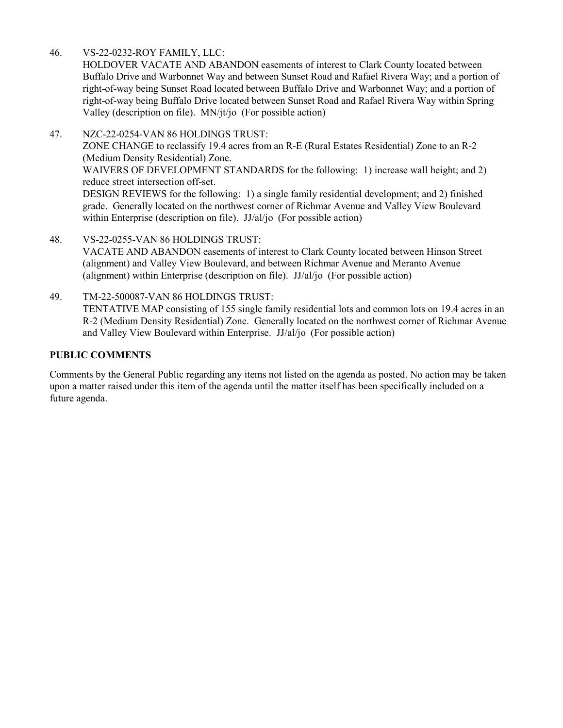46. VS-22-0232-ROY FAMILY, LLC:
    HOLDOVER VACATE AND ABANDON easements of interest to Clark County located between Buffalo Drive and Warbonnet Way and between Sunset Road and Rafael Rivera Way; and a portion of right-of-way being Sunset Road located between Buffalo Drive and Warbonnet Way; and a portion of right-of-way being Buffalo Drive located between Sunset Road and Rafael Rivera Way within Spring Valley (description on file). MN/jt/jo (For possible action)

47. NZC-22-0254-VAN 86 HOLDINGS TRUST:
    ZONE CHANGE to reclassify 19.4 acres from an R-E (Rural Estates Residential) Zone to an R-2 (Medium Density Residential) Zone.
    WAIVERS OF DEVELOPMENT STANDARDS for the following: 1) increase wall height; and 2) reduce street intersection off-set.
    DESIGN REVIEWS for the following: 1) a single family residential development; and 2) finished grade. Generally located on the northwest corner of Richmar Avenue and Valley View Boulevard within Enterprise (description on file). JJ/al/jo (For possible action)

48. VS-22-0255-VAN 86 HOLDINGS TRUST:
    VACATE AND ABANDON easements of interest to Clark County located between Hinson Street (alignment) and Valley View Boulevard, and between Richmar Avenue and Meranto Avenue (alignment) within Enterprise (description on file). JJ/al/jo (For possible action)

49. TM-22-500087-VAN 86 HOLDINGS TRUST:
    TENTATIVE MAP consisting of 155 single family residential lots and common lots on 19.4 acres in an R-2 (Medium Density Residential) Zone. Generally located on the northwest corner of Richmar Avenue and Valley View Boulevard within Enterprise. JJ/al/jo (For possible action)

## PUBLIC COMMENTS

Comments by the General Public regarding any items not listed on the agenda as posted. No action may be taken upon a matter raised under this item of the agenda until the matter itself has been specifically included on a future agenda.